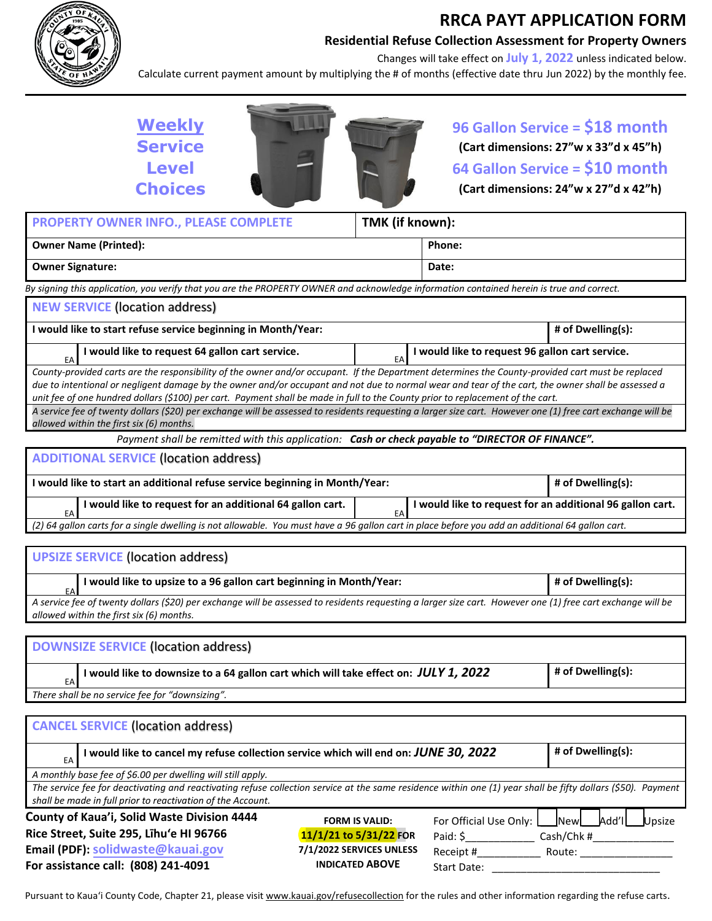# RRCA PAYT APPLICATION FORM

## Residential Refuse Collection Assessment for Property Owners

Changes will take effect on **July 1, 2022** unless indicated below.

Calculate current payment amount by multiplying the # of months (effective date thru Jun 2022) by the monthly fee.

## Weekly Service Level Choices

**96 Gallon Service = $18 month**
**(Cart dimensions: 27"w x 33"d x 45"h)**

**64 Gallon Service = $10 month**
**(Cart dimensions: 24"w x 27"d x 42"h)**

| PROPERTY OWNER INFO., PLEASE COMPLETE | TMK (if known): |
|---|---|
| Owner Name (Printed): | Phone: |
| Owner Signature: | Date: |

*By signing this application, you verify that you are the PROPERTY OWNER and acknowledge information contained herein is true and correct.*

### NEW SERVICE (location address)

| | | | |
|---|---|---|---|
| I would like to start refuse service beginning in Month/Year: | | | # of Dwelling(s): |
| EA | I would like to request 64 gallon cart service. | EA | I would like to request 96 gallon cart service. |

*County-provided carts are the responsibility of the owner and/or occupant. If the Department determines the County-provided cart must be replaced due to intentional or negligent damage by the owner and/or occupant and not due to normal wear and tear of the cart, the owner shall be assessed a unit fee of one hundred dollars ($100) per cart. Payment shall be made in full to the County prior to replacement of the cart.*

*A service fee of twenty dollars ($20) per exchange will be assessed to residents requesting a larger size cart. However one (1) free cart exchange will be allowed within the first six (6) months.*

*Payment shall be remitted with this application: **Cash or check payable to "DIRECTOR OF FINANCE".***

### ADDITIONAL SERVICE (location address)

| | | | |
|---|---|---|---|
| I would like to start an additional refuse service beginning in Month/Year: | | | # of Dwelling(s): |
| EA | I would like to request for an additional 64 gallon cart. | EA | I would like to request for an additional 96 gallon cart. |

*(2) 64 gallon carts for a single dwelling is not allowable. You must have a 96 gallon cart in place before you add an additional 64 gallon cart.*

### UPSIZE SERVICE (location address)

| | | |
|---|---|---|
| EA | I would like to upsize to a 96 gallon cart beginning in Month/Year: | # of Dwelling(s): |

*A service fee of twenty dollars ($20) per exchange will be assessed to residents requesting a larger size cart. However one (1) free cart exchange will be allowed within the first six (6) months.*

### DOWNSIZE SERVICE (location address)

| | | |
|---|---|---|
| EA | I would like to downsize to a 64 gallon cart which will take effect on: ***JULY 1, 2022*** | # of Dwelling(s): |

*There shall be no service fee for "downsizing".*

### CANCEL SERVICE (location address)

| | | |
|---|---|---|
| EA | I would like to cancel my refuse collection service which will end on: ***JUNE 30, 2022*** | # of Dwelling(s): |

*A monthly base fee of $6.00 per dwelling will still apply.*

*The service fee for deactivating and reactivating refuse collection service at the same residence within one (1) year shall be fifty dollars ($50). Payment shall be made in full prior to reactivation of the Account.*

**County of Kaua'i, Solid Waste Division 4444 Rice Street, Suite 295, Līhu'e HI 96766**
**Email (PDF): solidwaste@kauai.gov**
**For assistance call: (808) 241-4091**

**FORM IS VALID: 11/1/21 to 5/31/22 FOR 7/1/2022 SERVICES UNLESS INDICATED ABOVE**

For Official Use Only: ☐ New ☐ Add'l ☐ Upsize
Paid: $____________ Cash/Chk #______________
Receipt #___________ Route: ________________
Start Date: ______________________________

Pursuant to Kaua'i County Code, Chapter 21, please visit www.kauai.gov/refusecollection for the rules and other information regarding the refuse carts.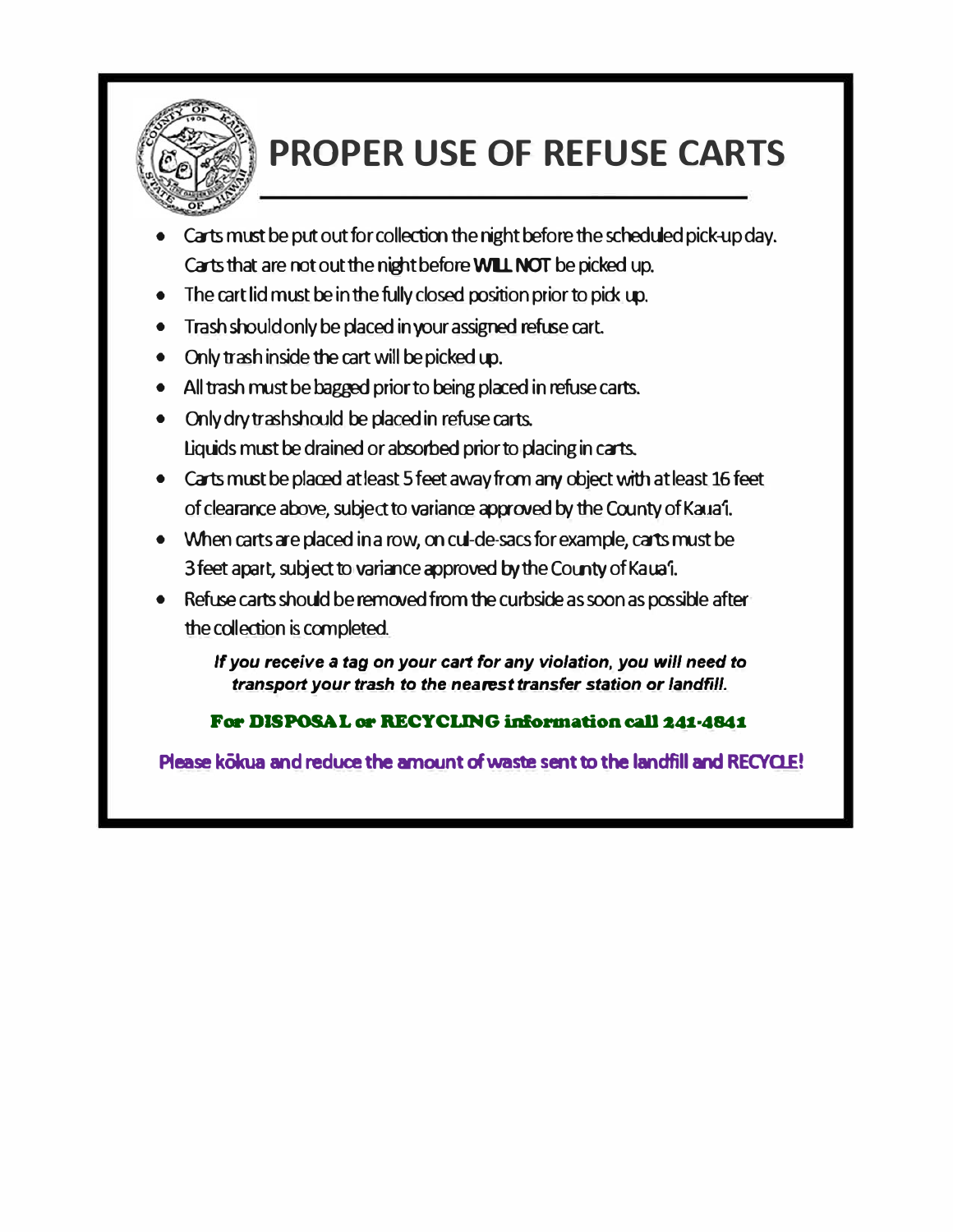# PROPER USE OF REFUSE CARTS

- Carts must be put out for collection the night before the scheduled pick-up day. Carts that are not out the night before **WILL NOT** be picked up.
- The cart lid must be in the fully closed position prior to pick up.
- Trash should only be placed in your assigned refuse cart.
- Only trash inside the cart will be picked up.
- All trash must be bagged prior to being placed in refuse carts.
- Only dry trash should be placed in refuse carts. Liquids must be drained or absorbed prior to placing in carts.
- Carts must be placed at least 5 feet away from any object with at least 16 feet of clearance above, subject to variance approved by the County of Kaua'i.
- When carts are placed in a row, on cul-de-sacs for example, carts must be 3 feet apart, subject to variance approved by the County of Kaua'i.
- Refuse carts should be removed from the curbside as soon as possible after the collection is completed.

***If you receive a tag on your cart for any violation, you will need to transport your trash to the nearest transfer station or landfill.***

**For DISPOSAL or RECYCLING information call 241-4841**

**Please kōkua and reduce the amount of waste sent to the landfill and RECYCLE!**